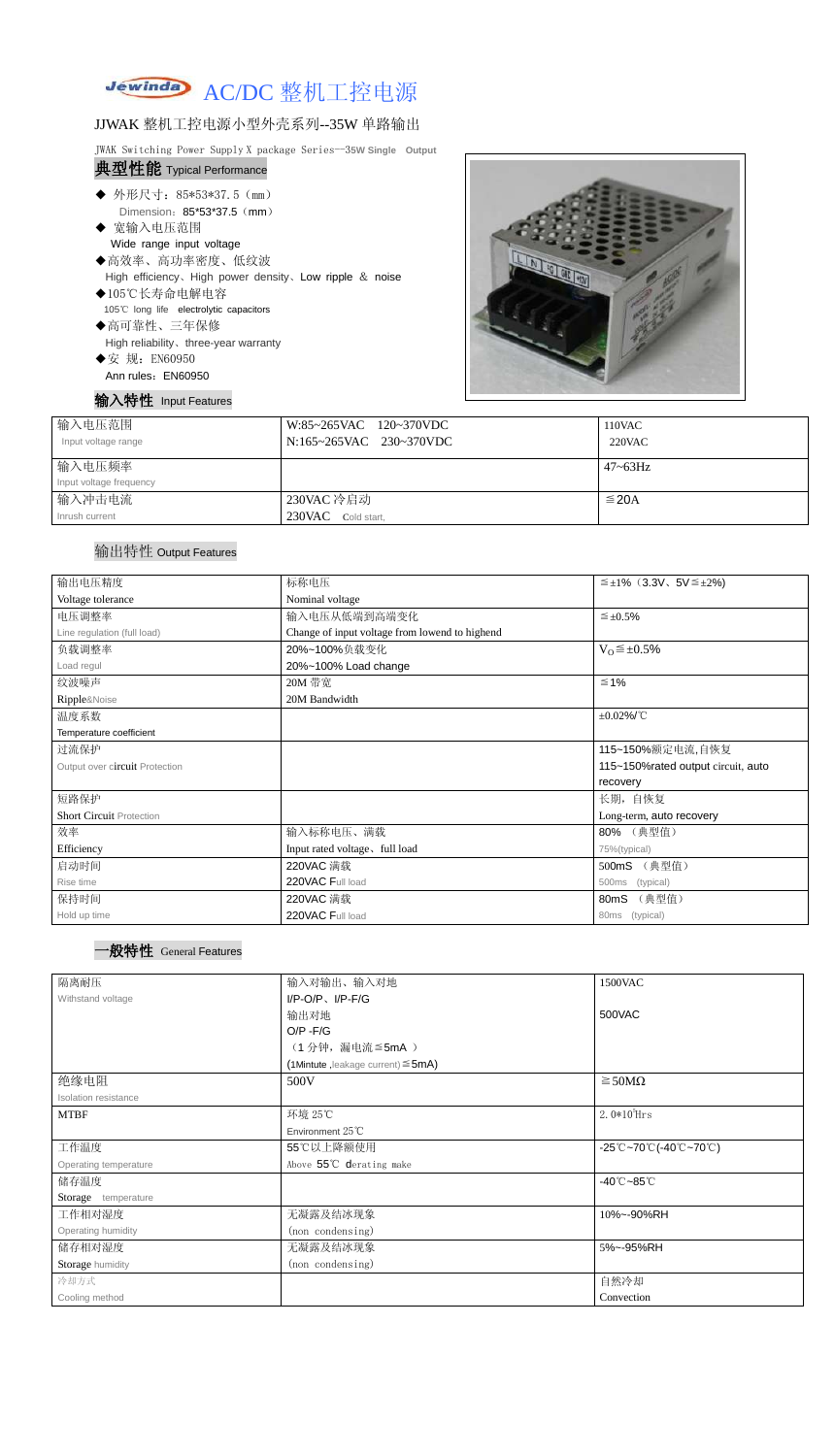# AC/DC 整机工控电源

JJWAK 整机工控电源小型外壳系列--35W 单路输出

JWAK Switching Power Supply X package Series—35W Single Output

## 典型性能 Typical Performance

- ◆ 外形尺寸：85*53*37.5（mm）
  Dimension：85*53*37.5（mm）
- ◆ 宽输入电压范围
  Wide range input voltage
- ◆高效率、高功率密度、低纹波
  High efficiency、High power density、Low ripple & noise
- ◆105℃长寿命电解电容
  105℃ long life electrolytic capacitors
- ◆高可靠性、三年保修
  High reliability、three-year warranty
- ◆安 规：EN60950
  Ann rules：EN60950

## 输入特性 Input Features

| 输入电压范围<br>Input voltage range | W:85~265VAC 120~370VDC<br>N:165~265VAC 230~370VDC | 110VAC<br>220VAC |
|---|---|---|
| 输入电压频率<br>Input voltage frequency | | 47~63Hz |
| 输入冲击电流<br>Inrush current | 230VAC 冷启动<br>230VAC Cold start, | ≦20A |

## 输出特性 Output Features

| 输出电压精度<br>Voltage tolerance | 标称电压<br>Nominal voltage | ≦±1%（3.3V、5V≦±2%) |
|---|---|---|
| 电压调整率<br>Line regulation (full load) | 输入电压从低端到高端变化<br>Change of input voltage from lowend to highend | ≦±0.5% |
| 负载调整率<br>Load regul | 20%~100%负载变化<br>20%~100% Load change | $V_O$≦±0.5% |
| 纹波噪声<br>Ripple&Noise | 20M 带宽<br>20M Bandwidth | ≦1% |
| 温度系数<br>Temperature coefficient | | ±0.02%/℃ |
| 过流保护<br>Output over circuit Protection | | 115~150%额定电流,自恢复<br>115~150%rated output circuit, auto recovery |
| 短路保护<br>Short Circuit Protection | | 长期，自恢复<br>Long-term, auto recovery |
| 效率<br>Efficiency | 输入标称电压、满载<br>Input rated voltage、full load | 80% （典型值）<br>75%(typical) |
| 启动时间<br>Rise time | 220VAC 满载<br>220VAC Full load | 500mS （典型值）<br>500ms (typical) |
| 保持时间<br>Hold up time | 220VAC 满载<br>220VAC Full load | 80mS （典型值）<br>80ms (typical) |

## 一般特性 General Features

| 隔离耐压<br>Withstand voltage | 输入对输出、输入对地<br>I/P-O/P、I/P-F/G<br>输出对地<br>O/P -F/G<br>（1 分钟，漏电流≦5mA ）<br>(1Mintute ,leakage current)≦5mA) | 1500VAC<br><br>500VAC |
|---|---|---|
| 绝缘电阻<br>Isolation resistance | 500V | ≧50MΩ |
| MTBF | 环境 25℃<br>Environment 25℃ | $2.0*10^5$Hrs |
| 工作温度<br>Operating temperature | 55℃以上降额使用<br>Above 55℃ derating make | -25℃~70℃(-40℃~70℃) |
| 储存温度<br>Storage temperature | | -40℃~85℃ |
| 工作相对湿度<br>Operating humidity | 无凝露及结冰现象<br>(non condensing) | 10%~-90%RH |
| 储存相对湿度<br>Storage humidity | 无凝露及结冰现象<br>(non condensing) | 5%~-95%RH |
| 冷却方式<br>Cooling method | | 自然冷却<br>Convection |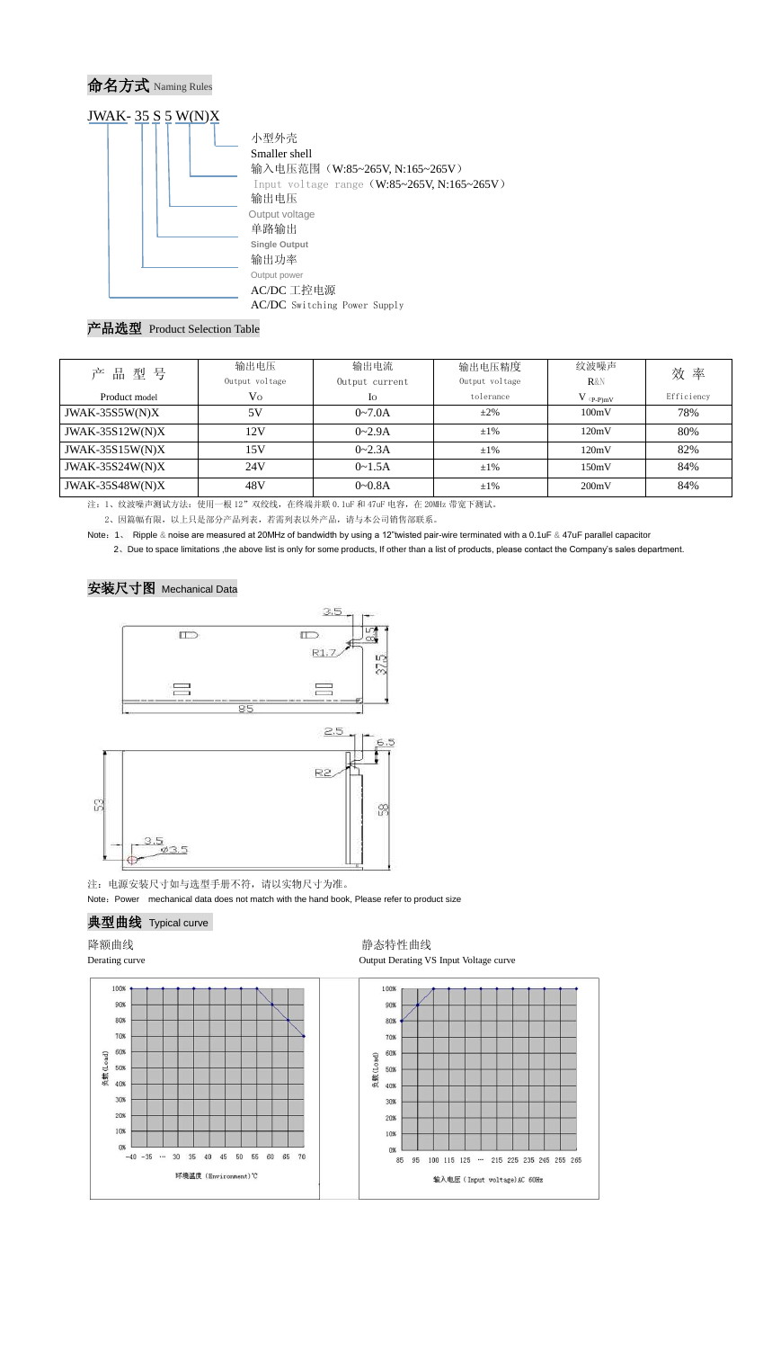## 命名方式 Naming Rules

JWAK- 35 S 5 W(N)X

- 小型外壳
  Smaller shell
- 输入电压范围（W:85~265V, N:165~265V）
  Input voltage range（W:85~265V, N:165~265V）
- 输出电压
  Output voltage
- 单路输出
  Single Output
- 输出功率
  Output power
- AC/DC 工控电源
  AC/DC Switching Power Supply

## 产品选型 Product Selection Table

| 产 品 型 号<br>Product model | 输出电压<br>Output voltage<br>Vo | 输出电流<br>Output current<br>Io | 输出电压精度<br>Output voltage<br>tolerance | 纹波噪声<br>R&N<br>V (P-P)mV | 效 率<br>Efficiency |
|---|---|---|---|---|---|
| JWAK-35S5W(N)X | 5V | 0~7.0A | ±2% | 100mV | 78% |
| JWAK-35S12W(N)X | 12V | 0~2.9A | ±1% | 120mV | 80% |
| JWAK-35S15W(N)X | 15V | 0~2.3A | ±1% | 120mV | 82% |
| JWAK-35S24W(N)X | 24V | 0~1.5A | ±1% | 150mV | 84% |
| JWAK-35S48W(N)X | 48V | 0~0.8A | ±1% | 200mV | 84% |

注：1、纹波噪声测试方法：使用一根 12" 双绞线，在终端并联 0.1uF 和 47uF 电容，在 20MHz 带宽下测试。

2、因篇幅有限，以上只是部分产品列表，若需列表以外产品，请与本公司销售部联系。

Note：1、 Ripple & noise are measured at 20MHz of bandwidth by using a 12"twisted pair-wire terminated with a 0.1uF & 47uF parallel capacitor

2、Due to space limitations ,the above list is only for some products, If other than a list of products, please contact the Company's sales department.

## 安装尺寸图 Mechanical Data

3.5
8.5
R1.7
37.5
85
2.5
6.5
R2
53
58
3.5
Ø3.5

注：电源安装尺寸如与选型手册不符，请以实物尺寸为准。

Note：Power mechanical data does not match with the hand book, Please refer to product size

## 典型曲线 Typical curve

降额曲线
Derating curve

100%
90%
80%
70%
60%
50%
40%
30%
20%
10%
0%
负载(Load)
-40 -35 ··· 30 35 40 45 50 55 60 65 70
环境温度 (Environment)℃

静态特性曲线
Output Derating VS Input Voltage curve

100%
90%
80%
70%
60%
50%
40%
30%
20%
10%
0%
负载(Load)
85 95 100 115 125 ··· 215 225 235 245 255 265
输入电压 (Input voltage) AC 60Hz